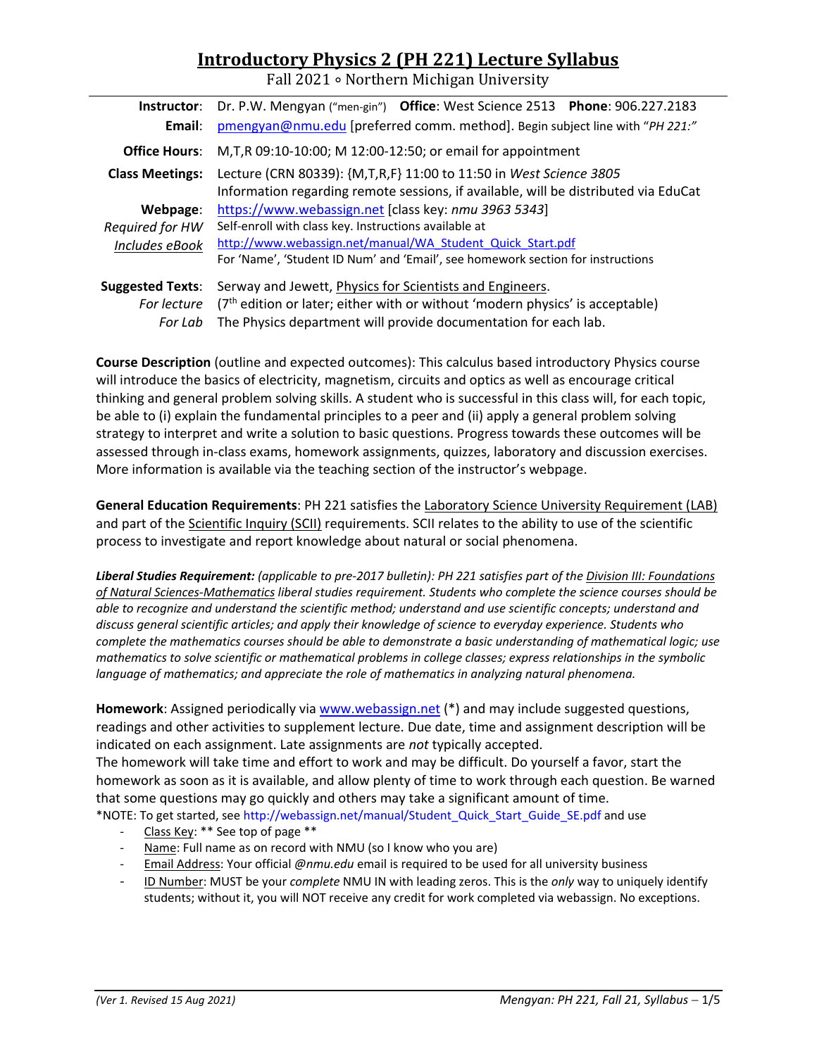# Introductory Physics 2 (PH 221) Lecture Syllabus

Fall 2021 ∘ Northern Michigan University

**Instructor**: Dr. P.W. Mengyan ("men-gin") **Office**: West Science 2513 **Phone**: 906.227.2183
**Email**: pmengyan@nmu.edu [preferred comm. method]. Begin subject line with "*PH 221:*"

**Office Hours**: M,T,R 09:10-10:00; M 12:00-12:50; or email for appointment

**Class Meetings**: Lecture (CRN 80339): {M,T,R,F} 11:00 to 11:50 in *West Science 3805*
Information regarding remote sessions, if available, will be distributed via EduCat

**Webpage**: https://www.webassign.net [class key: *nmu 3963 5343*]
*Required for HW* Self-enroll with class key. Instructions available at
*Includes eBook* http://www.webassign.net/manual/WA_Student_Quick_Start.pdf
For 'Name', 'Student ID Num' and 'Email', see homework section for instructions

**Suggested Texts**: Serway and Jewett, Physics for Scientists and Engineers.
*For lecture* (7th edition or later; either with or without 'modern physics' is acceptable)
*For Lab* The Physics department will provide documentation for each lab.

**Course Description** (outline and expected outcomes): This calculus based introductory Physics course will introduce the basics of electricity, magnetism, circuits and optics as well as encourage critical thinking and general problem solving skills. A student who is successful in this class will, for each topic, be able to (i) explain the fundamental principles to a peer and (ii) apply a general problem solving strategy to interpret and write a solution to basic questions. Progress towards these outcomes will be assessed through in-class exams, homework assignments, quizzes, laboratory and discussion exercises. More information is available via the teaching section of the instructor's webpage.

**General Education Requirements**: PH 221 satisfies the Laboratory Science University Requirement (LAB) and part of the Scientific Inquiry (SCII) requirements. SCII relates to the ability to use of the scientific process to investigate and report knowledge about natural or social phenomena.

***Liberal Studies Requirement:*** *(applicable to pre-2017 bulletin): PH 221 satisfies part of the Division III: Foundations of Natural Sciences-Mathematics liberal studies requirement. Students who complete the science courses should be able to recognize and understand the scientific method; understand and use scientific concepts; understand and discuss general scientific articles; and apply their knowledge of science to everyday experience. Students who complete the mathematics courses should be able to demonstrate a basic understanding of mathematical logic; use mathematics to solve scientific or mathematical problems in college classes; express relationships in the symbolic language of mathematics; and appreciate the role of mathematics in analyzing natural phenomena.*

**Homework**: Assigned periodically via www.webassign.net (*) and may include suggested questions, readings and other activities to supplement lecture. Due date, time and assignment description will be indicated on each assignment. Late assignments are *not* typically accepted.
The homework will take time and effort to work and may be difficult. Do yourself a favor, start the homework as soon as it is available, and allow plenty of time to work through each question. Be warned that some questions may go quickly and others may take a significant amount of time.
*NOTE: To get started, see http://webassign.net/manual/Student_Quick_Start_Guide_SE.pdf and use

- Class Key: ** See top of page **
- Name: Full name as on record with NMU (so I know who you are)
- Email Address: Your official *@nmu.edu* email is required to be used for all university business
- ID Number: MUST be your *complete* NMU IN with leading zeros. This is the *only* way to uniquely identify students; without it, you will NOT receive any credit for work completed via webassign. No exceptions.

*(Ver 1. Revised 15 Aug 2021)*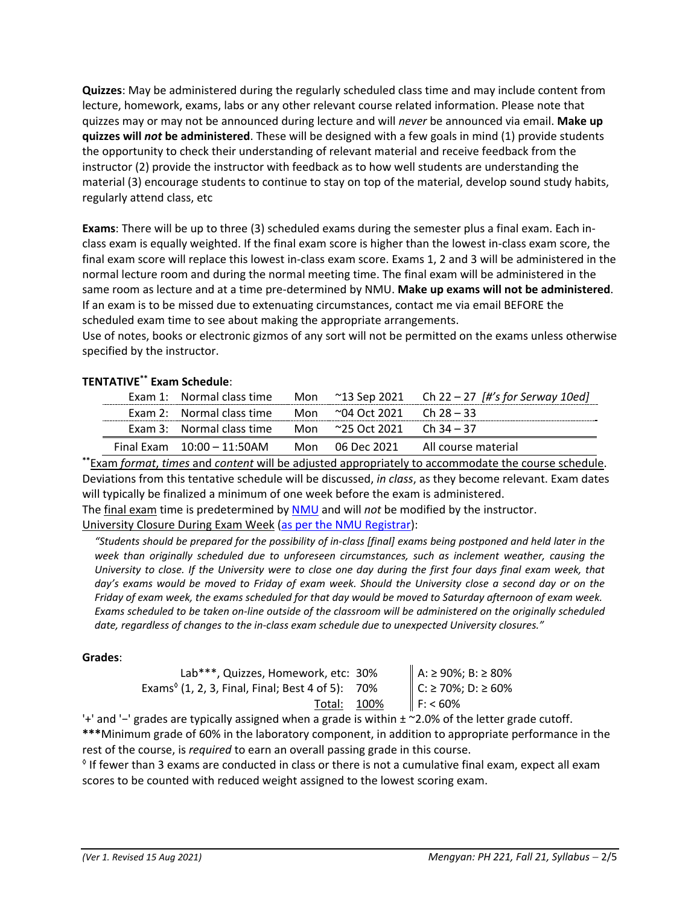**Quizzes**: May be administered during the regularly scheduled class time and may include content from lecture, homework, exams, labs or any other relevant course related information. Please note that quizzes may or may not be announced during lecture and will *never* be announced via email. **Make up quizzes will *not* be administered**. These will be designed with a few goals in mind (1) provide students the opportunity to check their understanding of relevant material and receive feedback from the instructor (2) provide the instructor with feedback as to how well students are understanding the material (3) encourage students to continue to stay on top of the material, develop sound study habits, regularly attend class, etc

**Exams**: There will be up to three (3) scheduled exams during the semester plus a final exam. Each in-class exam is equally weighted. If the final exam score is higher than the lowest in-class exam score, the final exam score will replace this lowest in-class exam score. Exams 1, 2 and 3 will be administered in the normal lecture room and during the normal meeting time. The final exam will be administered in the same room as lecture and at a time pre-determined by NMU. **Make up exams will not be administered**. If an exam is to be missed due to extenuating circumstances, contact me via email BEFORE the scheduled exam time to see about making the appropriate arrangements.
Use of notes, books or electronic gizmos of any sort will not be permitted on the exams unless otherwise specified by the instructor.

**TENTATIVE** ** **Exam Schedule**:

| | | | | |
|---|---|---|---|---|
| Exam 1: | Normal class time | Mon | ~13 Sep 2021 | Ch 22 – 27 *[#'s for Serway 10ed]* |
| Exam 2: | Normal class time | Mon | ~04 Oct 2021 | Ch 28 – 33 |
| Exam 3: | Normal class time | Mon | ~25 Oct 2021 | Ch 34 – 37 |
| Final Exam | 10:00 – 11:50AM | Mon | 06 Dec 2021 | All course material |

**Exam *format*, *times* and *content* will be adjusted appropriately to accommodate the course schedule. Deviations from this tentative schedule will be discussed, *in class*, as they become relevant. Exam dates will typically be finalized a minimum of one week before the exam is administered.
The final exam time is predetermined by NMU and will *not* be modified by the instructor.
University Closure During Exam Week (as per the NMU Registrar):

> *"Students should be prepared for the possibility of in-class [final] exams being postponed and held later in the week than originally scheduled due to unforeseen circumstances, such as inclement weather, causing the University to close. If the University were to close one day during the first four days final exam week, that day's exams would be moved to Friday of exam week. Should the University close a second day or on the Friday of exam week, the exams scheduled for that day would be moved to Saturday afternoon of exam week. Exams scheduled to be taken on-line outside of the classroom will be administered on the originally scheduled date, regardless of changes to the in-class exam schedule due to unexpected University closures."*

**Grades**:

| Component | Weight | | Grade Cutoffs |
|---|---|---|---|
| Lab***, Quizzes, Homework, etc: | 30% | | A: ≥ 90%; B: ≥ 80% |
| Exams◊ (1, 2, 3, Final, Final; Best 4 of 5): | 70% | | C: ≥ 70%; D: ≥ 60% |
| Total: | 100% | | F: < 60% |

'+' and '−' grades are typically assigned when a grade is within ± ~2.0% of the letter grade cutoff.
*****Minimum grade of 60% in the laboratory component, in addition to appropriate performance in the rest of the course, is *required* to earn an overall passing grade in this course.
◊ If fewer than 3 exams are conducted in class or there is not a cumulative final exam, expect all exam scores to be counted with reduced weight assigned to the lowest scoring exam.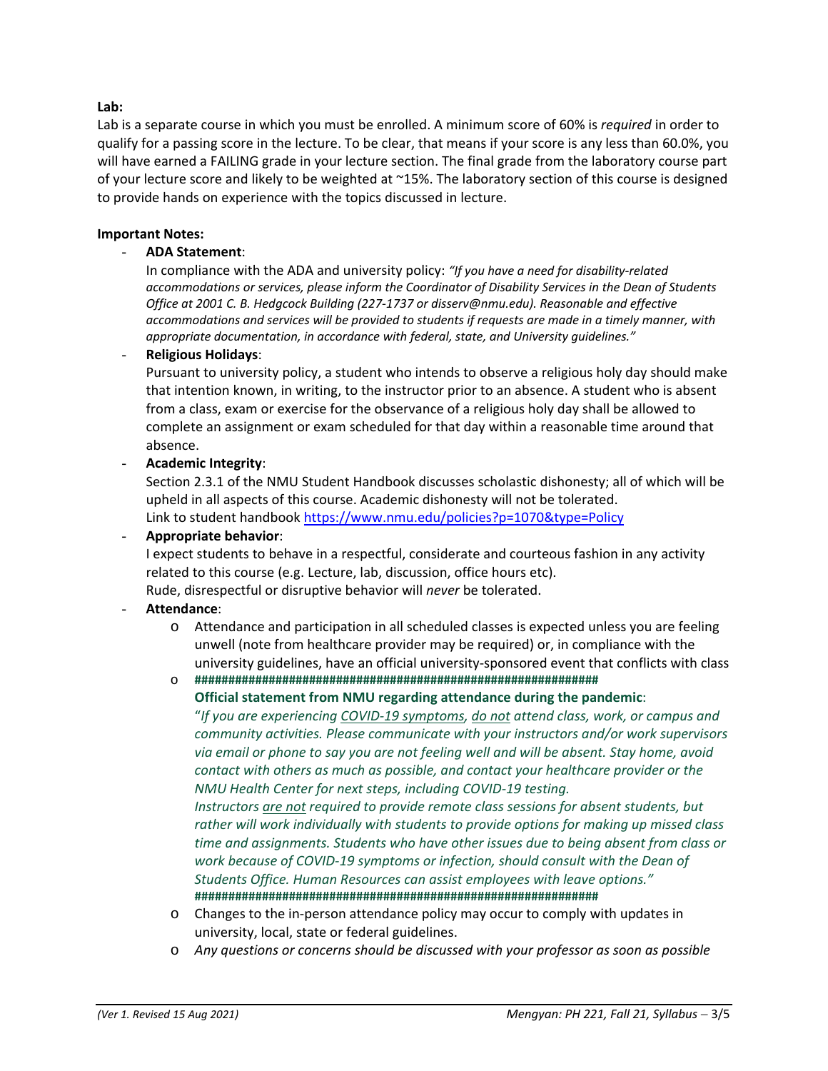**Lab:**

Lab is a separate course in which you must be enrolled. A minimum score of 60% is *required* in order to qualify for a passing score in the lecture. To be clear, that means if your score is any less than 60.0%, you will have earned a FAILING grade in your lecture section. The final grade from the laboratory course part of your lecture score and likely to be weighted at ~15%. The laboratory section of this course is designed to provide hands on experience with the topics discussed in lecture.

**Important Notes:**

- **ADA Statement**:
  In compliance with the ADA and university policy: *"If you have a need for disability-related accommodations or services, please inform the Coordinator of Disability Services in the Dean of Students Office at 2001 C. B. Hedgcock Building (227-1737 or disserv@nmu.edu). Reasonable and effective accommodations and services will be provided to students if requests are made in a timely manner, with appropriate documentation, in accordance with federal, state, and University guidelines."*
- **Religious Holidays**:
  Pursuant to university policy, a student who intends to observe a religious holy day should make that intention known, in writing, to the instructor prior to an absence. A student who is absent from a class, exam or exercise for the observance of a religious holy day shall be allowed to complete an assignment or exam scheduled for that day within a reasonable time around that absence.
- **Academic Integrity**:
  Section 2.3.1 of the NMU Student Handbook discusses scholastic dishonesty; all of which will be upheld in all aspects of this course. Academic dishonesty will not be tolerated.
  Link to student handbook [https://www.nmu.edu/policies?p=1070&type=Policy](https://www.nmu.edu/policies?p=1070&type=Policy)
- **Appropriate behavior**:
  I expect students to behave in a respectful, considerate and courteous fashion in any activity related to this course (e.g. Lecture, lab, discussion, office hours etc).
  Rude, disrespectful or disruptive behavior will *never* be tolerated.
- **Attendance**:
  - Attendance and participation in all scheduled classes is expected unless you are feeling unwell (note from healthcare provider may be required) or, in compliance with the university guidelines, have an official university-sponsored event that conflicts with class
  - **################################################################**
    **Official statement from NMU regarding attendance during the pandemic**:
    "*If you are experiencing COVID-19 symptoms, do not attend class, work, or campus and community activities. Please communicate with your instructors and/or work supervisors via email or phone to say you are not feeling well and will be absent. Stay home, avoid contact with others as much as possible, and contact your healthcare provider or the NMU Health Center for next steps, including COVID-19 testing.*
    *Instructors are not required to provide remote class sessions for absent students, but rather will work individually with students to provide options for making up missed class time and assignments. Students who have other issues due to being absent from class or work because of COVID-19 symptoms or infection, should consult with the Dean of Students Office. Human Resources can assist employees with leave options."*
    **################################################################**
  - Changes to the in-person attendance policy may occur to comply with updates in university, local, state or federal guidelines.
  - *Any questions or concerns should be discussed with your professor as soon as possible*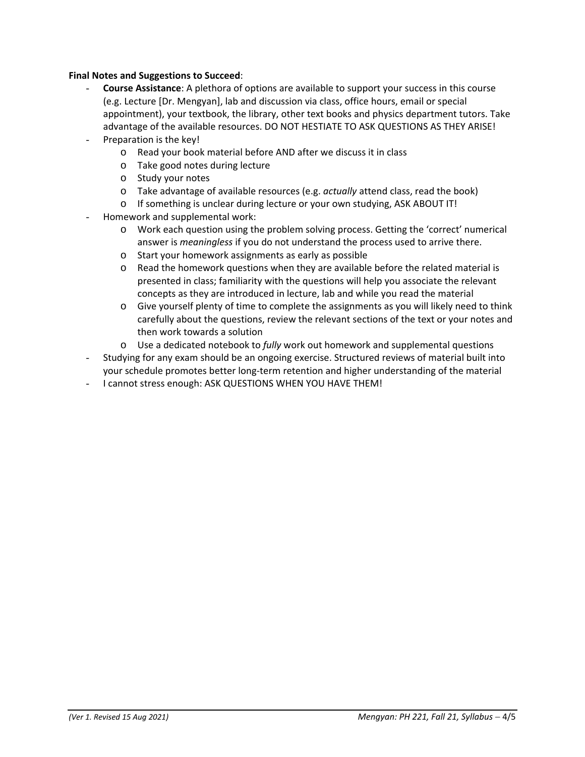**Final Notes and Suggestions to Succeed**:

- **Course Assistance**: A plethora of options are available to support your success in this course (e.g. Lecture [Dr. Mengyan], lab and discussion via class, office hours, email or special appointment), your textbook, the library, other text books and physics department tutors. Take advantage of the available resources. DO NOT HESTIATE TO ASK QUESTIONS AS THEY ARISE!
- Preparation is the key!
  - Read your book material before AND after we discuss it in class
  - Take good notes during lecture
  - Study your notes
  - Take advantage of available resources (e.g. *actually* attend class, read the book)
  - If something is unclear during lecture or your own studying, ASK ABOUT IT!
- Homework and supplemental work:
  - Work each question using the problem solving process. Getting the 'correct' numerical answer is *meaningless* if you do not understand the process used to arrive there.
  - Start your homework assignments as early as possible
  - Read the homework questions when they are available before the related material is presented in class; familiarity with the questions will help you associate the relevant concepts as they are introduced in lecture, lab and while you read the material
  - Give yourself plenty of time to complete the assignments as you will likely need to think carefully about the questions, review the relevant sections of the text or your notes and then work towards a solution
  - Use a dedicated notebook to *fully* work out homework and supplemental questions
- Studying for any exam should be an ongoing exercise. Structured reviews of material built into your schedule promotes better long-term retention and higher understanding of the material
- I cannot stress enough: ASK QUESTIONS WHEN YOU HAVE THEM!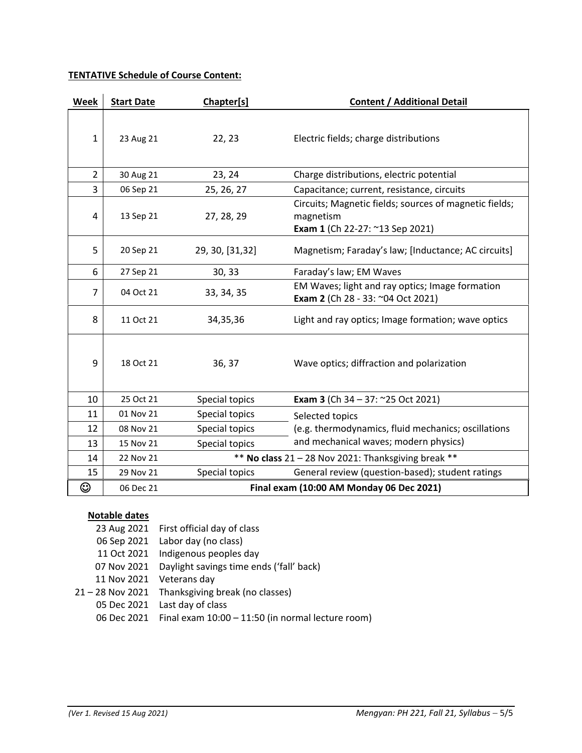**TENTATIVE Schedule of Course Content:**

| Week | Start Date | Chapter[s] | Content / Additional Detail |
|---|---|---|---|
| 1 | 23 Aug 21 | 22, 23 | Electric fields; charge distributions |
| 2 | 30 Aug 21 | 23, 24 | Charge distributions, electric potential |
| 3 | 06 Sep 21 | 25, 26, 27 | Capacitance; current, resistance, circuits |
| 4 | 13 Sep 21 | 27, 28, 29 | Circuits; Magnetic fields; sources of magnetic fields; magnetism **Exam 1** (Ch 22-27: ~13 Sep 2021) |
| 5 | 20 Sep 21 | 29, 30, [31,32] | Magnetism; Faraday's law; [Inductance; AC circuits] |
| 6 | 27 Sep 21 | 30, 33 | Faraday's law; EM Waves |
| 7 | 04 Oct 21 | 33, 34, 35 | EM Waves; light and ray optics; Image formation **Exam 2** (Ch 28 - 33: ~04 Oct 2021) |
| 8 | 11 Oct 21 | 34,35,36 | Light and ray optics; Image formation; wave optics |
| 9 | 18 Oct 21 | 36, 37 | Wave optics; diffraction and polarization |
| 10 | 25 Oct 21 | Special topics | **Exam 3** (Ch 34 – 37: ~25 Oct 2021) |
| 11 | 01 Nov 21 | Special topics | Selected topics (e.g. thermodynamics, fluid mechanics; oscillations and mechanical waves; modern physics) |
| 12 | 08 Nov 21 | Special topics | |
| 13 | 15 Nov 21 | Special topics | |
| 14 | 22 Nov 21 | ** **No class** 21 – 28 Nov 2021: Thanksgiving break ** | |
| 15 | 29 Nov 21 | Special topics | General review (question-based); student ratings |
| ☺ | 06 Dec 21 | **Final exam (10:00 AM Monday 06 Dec 2021)** | |

**Notable dates**

| | |
|---|---|
| 23 Aug 2021 | First official day of class |
| 06 Sep 2021 | Labor day (no class) |
| 11 Oct 2021 | Indigenous peoples day |
| 07 Nov 2021 | Daylight savings time ends ('fall' back) |
| 11 Nov 2021 | Veterans day |
| 21 – 28 Nov 2021 | Thanksgiving break (no classes) |
| 05 Dec 2021 | Last day of class |
| 06 Dec 2021 | Final exam 10:00 – 11:50 (in normal lecture room) |

*(Ver 1. Revised 15 Aug 2021)*